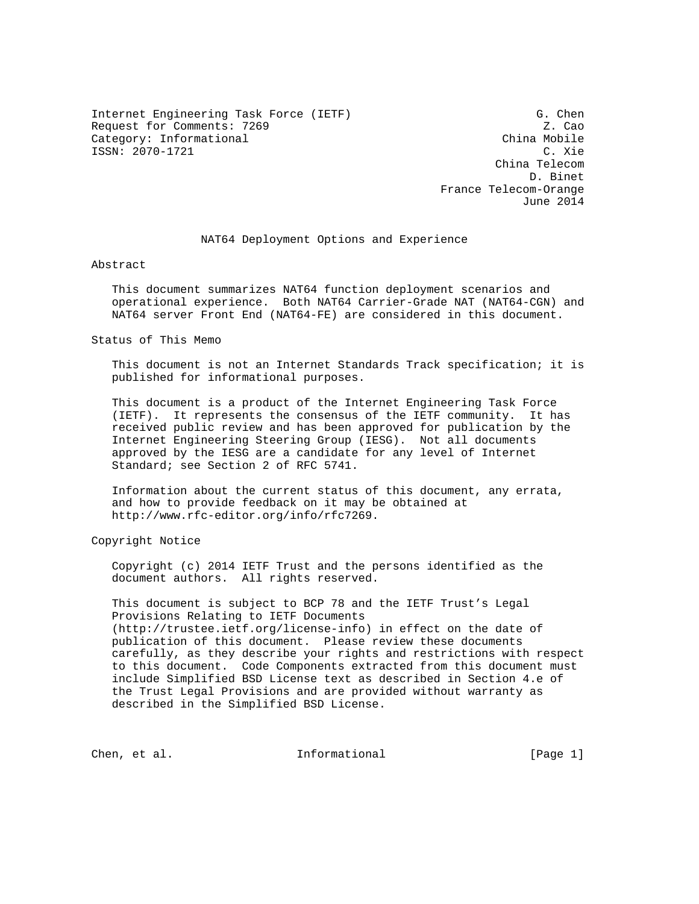Internet Engineering Task Force (IETF) G. Chen
Request for Comments: 7269 Z. Cao
Category: Informational China Mobile
ISSN: 2070-1721 C. Xie
China Telecom
D. Binet
France Telecom-Orange
June 2014

# NAT64 Deployment Options and Experience

## Abstract

This document summarizes NAT64 function deployment scenarios and operational experience. Both NAT64 Carrier-Grade NAT (NAT64-CGN) and NAT64 server Front End (NAT64-FE) are considered in this document.

## Status of This Memo

This document is not an Internet Standards Track specification; it is published for informational purposes.

This document is a product of the Internet Engineering Task Force (IETF). It represents the consensus of the IETF community. It has received public review and has been approved for publication by the Internet Engineering Steering Group (IESG). Not all documents approved by the IESG are a candidate for any level of Internet Standard; see Section 2 of RFC 5741.

Information about the current status of this document, any errata, and how to provide feedback on it may be obtained at http://www.rfc-editor.org/info/rfc7269.

## Copyright Notice

Copyright (c) 2014 IETF Trust and the persons identified as the document authors. All rights reserved.

This document is subject to BCP 78 and the IETF Trust's Legal Provisions Relating to IETF Documents (http://trustee.ietf.org/license-info) in effect on the date of publication of this document. Please review these documents carefully, as they describe your rights and restrictions with respect to this document. Code Components extracted from this document must include Simplified BSD License text as described in Section 4.e of the Trust Legal Provisions and are provided without warranty as described in the Simplified BSD License.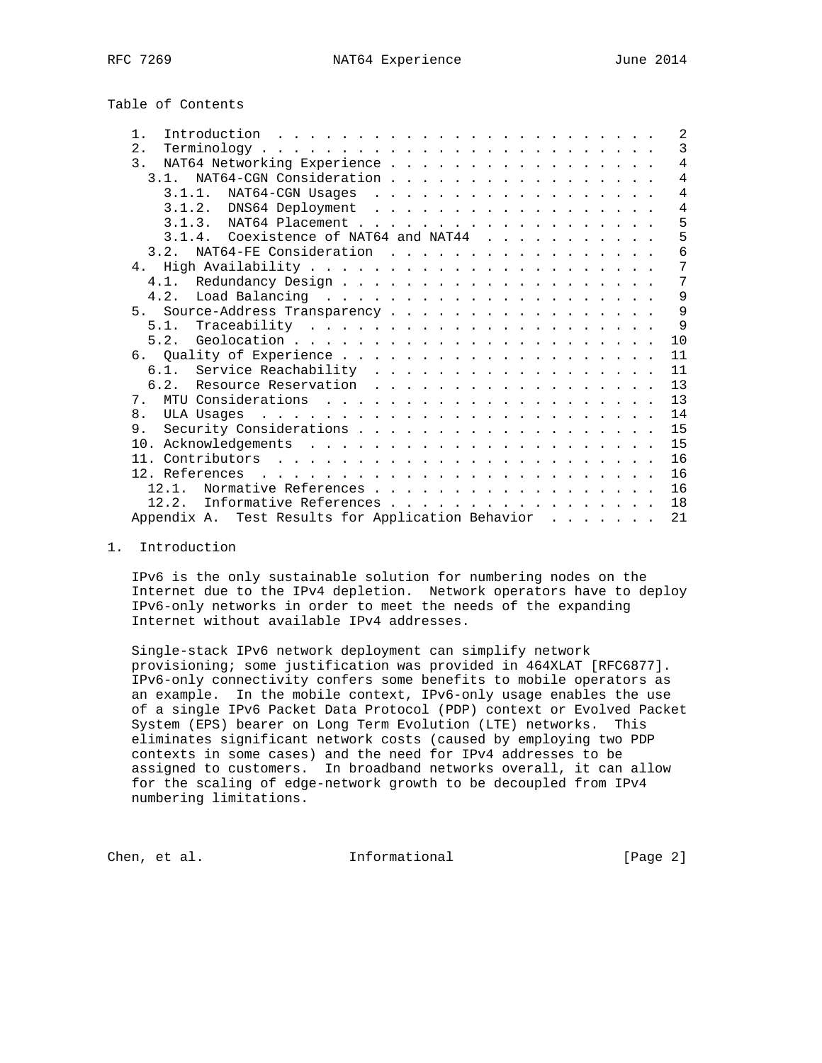Table of Contents

```
   1.  Introduction . . . . . . . . . . . . . . . . . . . . . . . .   2
   2.  Terminology . . . . . . . . . . . . . . . . . . . . . . . . .   3
   3.  NAT64 Networking Experience . . . . . . . . . . . . . . . . .   4
     3.1.  NAT64-CGN Consideration . . . . . . . . . . . . . . . . .   4
       3.1.1.  NAT64-CGN Usages  . . . . . . . . . . . . . . . . . .   4
       3.1.2.  DNS64 Deployment  . . . . . . . . . . . . . . . . . .   4
       3.1.3.  NAT64 Placement . . . . . . . . . . . . . . . . . . .   5
       3.1.4.  Coexistence of NAT64 and NAT44  . . . . . . . . . . .   5
     3.2.  NAT64-FE Consideration  . . . . . . . . . . . . . . . . .   6
   4.  High Availability . . . . . . . . . . . . . . . . . . . . . .   7
     4.1.  Redundancy Design . . . . . . . . . . . . . . . . . . . .   7
     4.2.  Load Balancing  . . . . . . . . . . . . . . . . . . . . .   9
   5.  Source-Address Transparency . . . . . . . . . . . . . . . . .   9
     5.1.  Traceability  . . . . . . . . . . . . . . . . . . . . . .   9
     5.2.  Geolocation . . . . . . . . . . . . . . . . . . . . . . .  10
   6.  Quality of Experience . . . . . . . . . . . . . . . . . . . .  11
     6.1.  Service Reachability  . . . . . . . . . . . . . . . . . .  11
     6.2.  Resource Reservation  . . . . . . . . . . . . . . . . . .  13
   7.  MTU Considerations  . . . . . . . . . . . . . . . . . . . . .  13
   8.  ULA Usages  . . . . . . . . . . . . . . . . . . . . . . . . .  14
   9.  Security Considerations . . . . . . . . . . . . . . . . . . .  15
   10. Acknowledgements  . . . . . . . . . . . . . . . . . . . . . .  15
   11. Contributors  . . . . . . . . . . . . . . . . . . . . . . . .  16
   12. References  . . . . . . . . . . . . . . . . . . . . . . . . .  16
     12.1.  Normative References . . . . . . . . . . . . . . . . . .  16
     12.2.  Informative References . . . . . . . . . . . . . . . . .  18
   Appendix A.  Test Results for Application Behavior  . . . . . . .  21
```

## 1. Introduction

IPv6 is the only sustainable solution for numbering nodes on the Internet due to the IPv4 depletion. Network operators have to deploy IPv6-only networks in order to meet the needs of the expanding Internet without available IPv4 addresses.

Single-stack IPv6 network deployment can simplify network provisioning; some justification was provided in 464XLAT [RFC6877]. IPv6-only connectivity confers some benefits to mobile operators as an example. In the mobile context, IPv6-only usage enables the use of a single IPv6 Packet Data Protocol (PDP) context or Evolved Packet System (EPS) bearer on Long Term Evolution (LTE) networks. This eliminates significant network costs (caused by employing two PDP contexts in some cases) and the need for IPv4 addresses to be assigned to customers. In broadband networks overall, it can allow for the scaling of edge-network growth to be decoupled from IPv4 numbering limitations.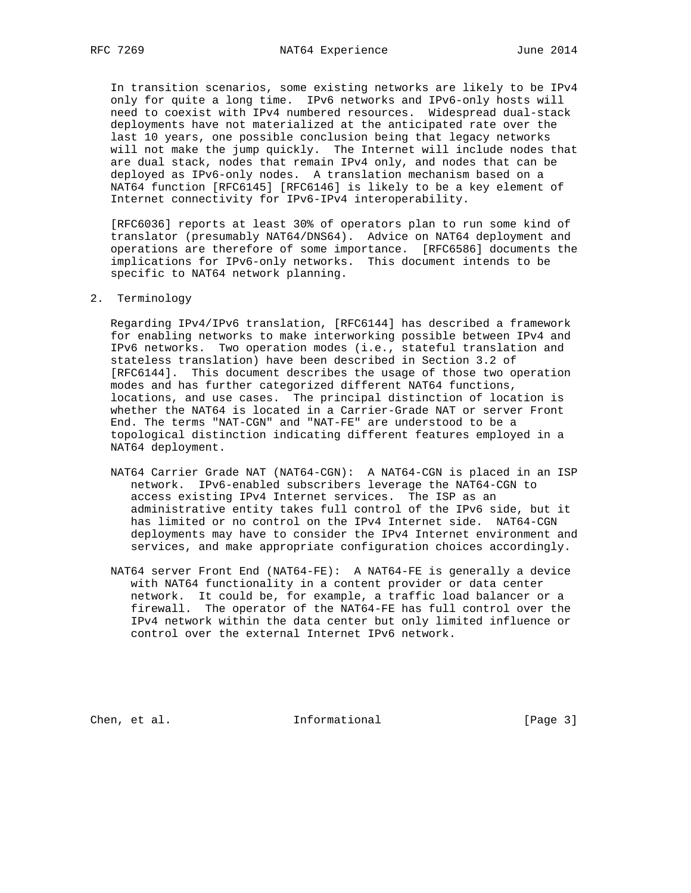In transition scenarios, some existing networks are likely to be IPv4 only for quite a long time. IPv6 networks and IPv6-only hosts will need to coexist with IPv4 numbered resources. Widespread dual-stack deployments have not materialized at the anticipated rate over the last 10 years, one possible conclusion being that legacy networks will not make the jump quickly. The Internet will include nodes that are dual stack, nodes that remain IPv4 only, and nodes that can be deployed as IPv6-only nodes. A translation mechanism based on a NAT64 function [RFC6145] [RFC6146] is likely to be a key element of Internet connectivity for IPv6-IPv4 interoperability.

[RFC6036] reports at least 30% of operators plan to run some kind of translator (presumably NAT64/DNS64). Advice on NAT64 deployment and operations are therefore of some importance. [RFC6586] documents the implications for IPv6-only networks. This document intends to be specific to NAT64 network planning.

## 2. Terminology

Regarding IPv4/IPv6 translation, [RFC6144] has described a framework for enabling networks to make interworking possible between IPv4 and IPv6 networks. Two operation modes (i.e., stateful translation and stateless translation) have been described in Section 3.2 of [RFC6144]. This document describes the usage of those two operation modes and has further categorized different NAT64 functions, locations, and use cases. The principal distinction of location is whether the NAT64 is located in a Carrier-Grade NAT or server Front End. The terms "NAT-CGN" and "NAT-FE" are understood to be a topological distinction indicating different features employed in a NAT64 deployment.

NAT64 Carrier Grade NAT (NAT64-CGN): A NAT64-CGN is placed in an ISP network. IPv6-enabled subscribers leverage the NAT64-CGN to access existing IPv4 Internet services. The ISP as an administrative entity takes full control of the IPv6 side, but it has limited or no control on the IPv4 Internet side. NAT64-CGN deployments may have to consider the IPv4 Internet environment and services, and make appropriate configuration choices accordingly.

NAT64 server Front End (NAT64-FE): A NAT64-FE is generally a device with NAT64 functionality in a content provider or data center network. It could be, for example, a traffic load balancer or a firewall. The operator of the NAT64-FE has full control over the IPv4 network within the data center but only limited influence or control over the external Internet IPv6 network.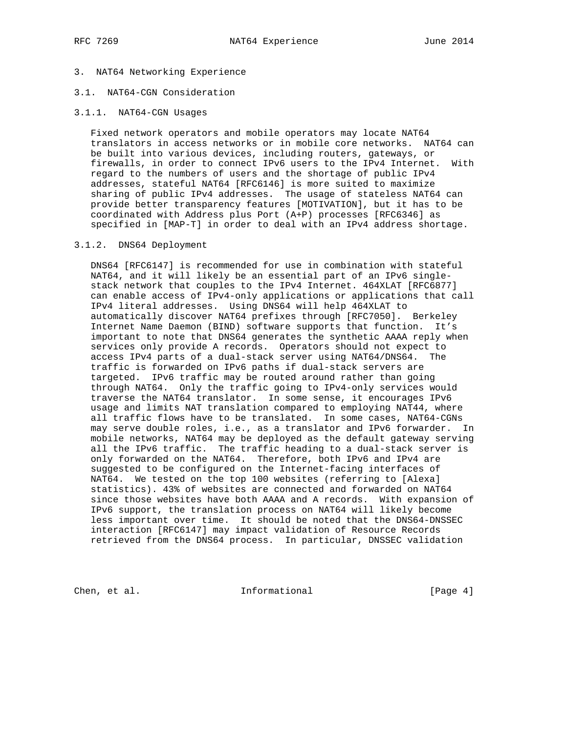## 3. NAT64 Networking Experience

### 3.1. NAT64-CGN Consideration

#### 3.1.1. NAT64-CGN Usages

Fixed network operators and mobile operators may locate NAT64 translators in access networks or in mobile core networks. NAT64 can be built into various devices, including routers, gateways, or firewalls, in order to connect IPv6 users to the IPv4 Internet. With regard to the numbers of users and the shortage of public IPv4 addresses, stateful NAT64 [RFC6146] is more suited to maximize sharing of public IPv4 addresses. The usage of stateless NAT64 can provide better transparency features [MOTIVATION], but it has to be coordinated with Address plus Port (A+P) processes [RFC6346] as specified in [MAP-T] in order to deal with an IPv4 address shortage.

#### 3.1.2. DNS64 Deployment

DNS64 [RFC6147] is recommended for use in combination with stateful NAT64, and it will likely be an essential part of an IPv6 single-stack network that couples to the IPv4 Internet. 464XLAT [RFC6877] can enable access of IPv4-only applications or applications that call IPv4 literal addresses. Using DNS64 will help 464XLAT to automatically discover NAT64 prefixes through [RFC7050]. Berkeley Internet Name Daemon (BIND) software supports that function. It's important to note that DNS64 generates the synthetic AAAA reply when services only provide A records. Operators should not expect to access IPv4 parts of a dual-stack server using NAT64/DNS64. The traffic is forwarded on IPv6 paths if dual-stack servers are targeted. IPv6 traffic may be routed around rather than going through NAT64. Only the traffic going to IPv4-only services would traverse the NAT64 translator. In some sense, it encourages IPv6 usage and limits NAT translation compared to employing NAT44, where all traffic flows have to be translated. In some cases, NAT64-CGNs may serve double roles, i.e., as a translator and IPv6 forwarder. In mobile networks, NAT64 may be deployed as the default gateway serving all the IPv6 traffic. The traffic heading to a dual-stack server is only forwarded on the NAT64. Therefore, both IPv6 and IPv4 are suggested to be configured on the Internet-facing interfaces of NAT64. We tested on the top 100 websites (referring to [Alexa] statistics). 43% of websites are connected and forwarded on NAT64 since those websites have both AAAA and A records. With expansion of IPv6 support, the translation process on NAT64 will likely become less important over time. It should be noted that the DNS64-DNSSEC interaction [RFC6147] may impact validation of Resource Records retrieved from the DNS64 process. In particular, DNSSEC validation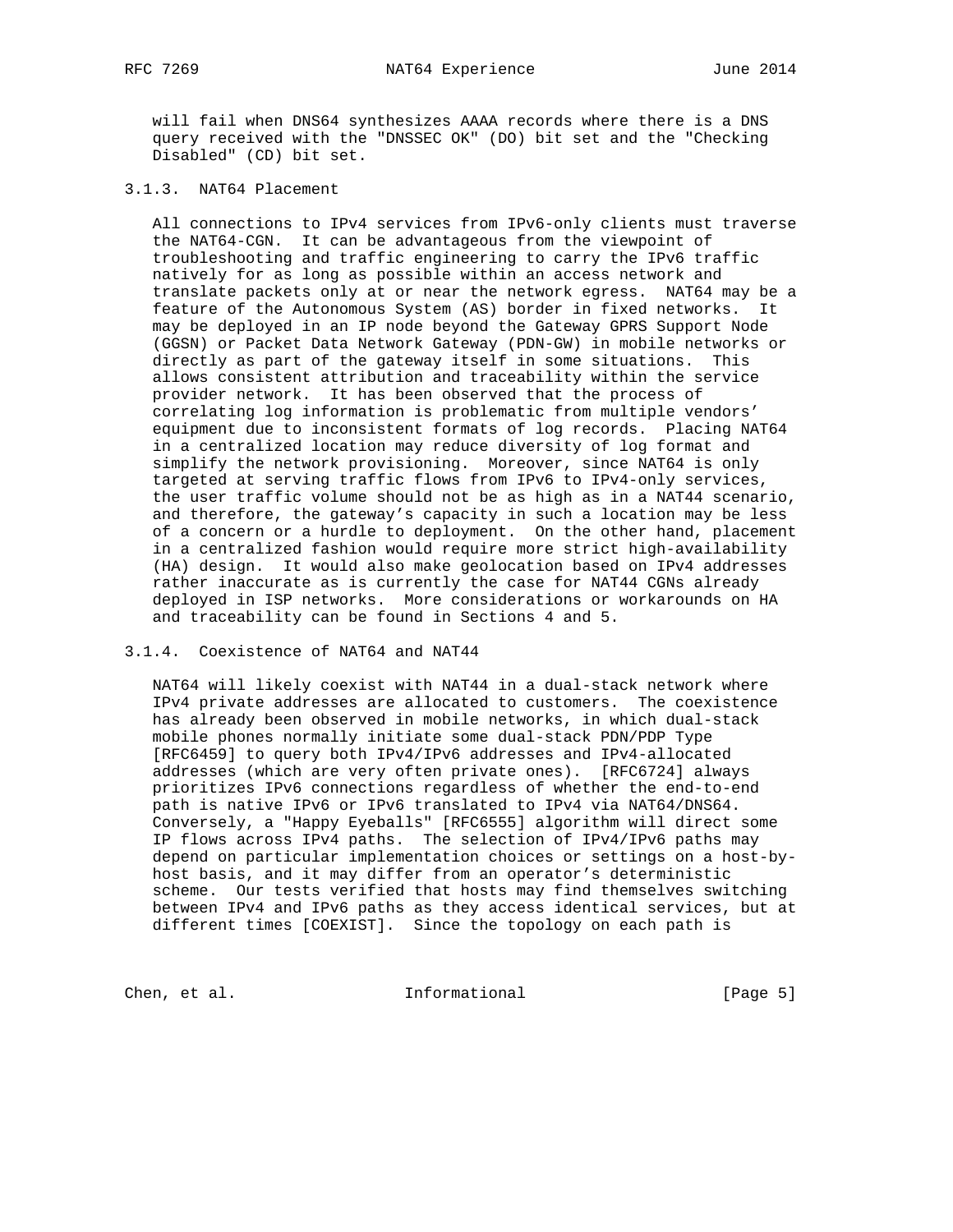will fail when DNS64 synthesizes AAAA records where there is a DNS query received with the "DNSSEC OK" (DO) bit set and the "Checking Disabled" (CD) bit set.

### 3.1.3. NAT64 Placement

All connections to IPv4 services from IPv6-only clients must traverse the NAT64-CGN. It can be advantageous from the viewpoint of troubleshooting and traffic engineering to carry the IPv6 traffic natively for as long as possible within an access network and translate packets only at or near the network egress. NAT64 may be a feature of the Autonomous System (AS) border in fixed networks. It may be deployed in an IP node beyond the Gateway GPRS Support Node (GGSN) or Packet Data Network Gateway (PDN-GW) in mobile networks or directly as part of the gateway itself in some situations. This allows consistent attribution and traceability within the service provider network. It has been observed that the process of correlating log information is problematic from multiple vendors' equipment due to inconsistent formats of log records. Placing NAT64 in a centralized location may reduce diversity of log format and simplify the network provisioning. Moreover, since NAT64 is only targeted at serving traffic flows from IPv6 to IPv4-only services, the user traffic volume should not be as high as in a NAT44 scenario, and therefore, the gateway's capacity in such a location may be less of a concern or a hurdle to deployment. On the other hand, placement in a centralized fashion would require more strict high-availability (HA) design. It would also make geolocation based on IPv4 addresses rather inaccurate as is currently the case for NAT44 CGNs already deployed in ISP networks. More considerations or workarounds on HA and traceability can be found in Sections 4 and 5.

### 3.1.4. Coexistence of NAT64 and NAT44

NAT64 will likely coexist with NAT44 in a dual-stack network where IPv4 private addresses are allocated to customers. The coexistence has already been observed in mobile networks, in which dual-stack mobile phones normally initiate some dual-stack PDN/PDP Type [RFC6459] to query both IPv4/IPv6 addresses and IPv4-allocated addresses (which are very often private ones). [RFC6724] always prioritizes IPv6 connections regardless of whether the end-to-end path is native IPv6 or IPv6 translated to IPv4 via NAT64/DNS64. Conversely, a "Happy Eyeballs" [RFC6555] algorithm will direct some IP flows across IPv4 paths. The selection of IPv4/IPv6 paths may depend on particular implementation choices or settings on a host-by-host basis, and it may differ from an operator's deterministic scheme. Our tests verified that hosts may find themselves switching between IPv4 and IPv6 paths as they access identical services, but at different times [COEXIST]. Since the topology on each path is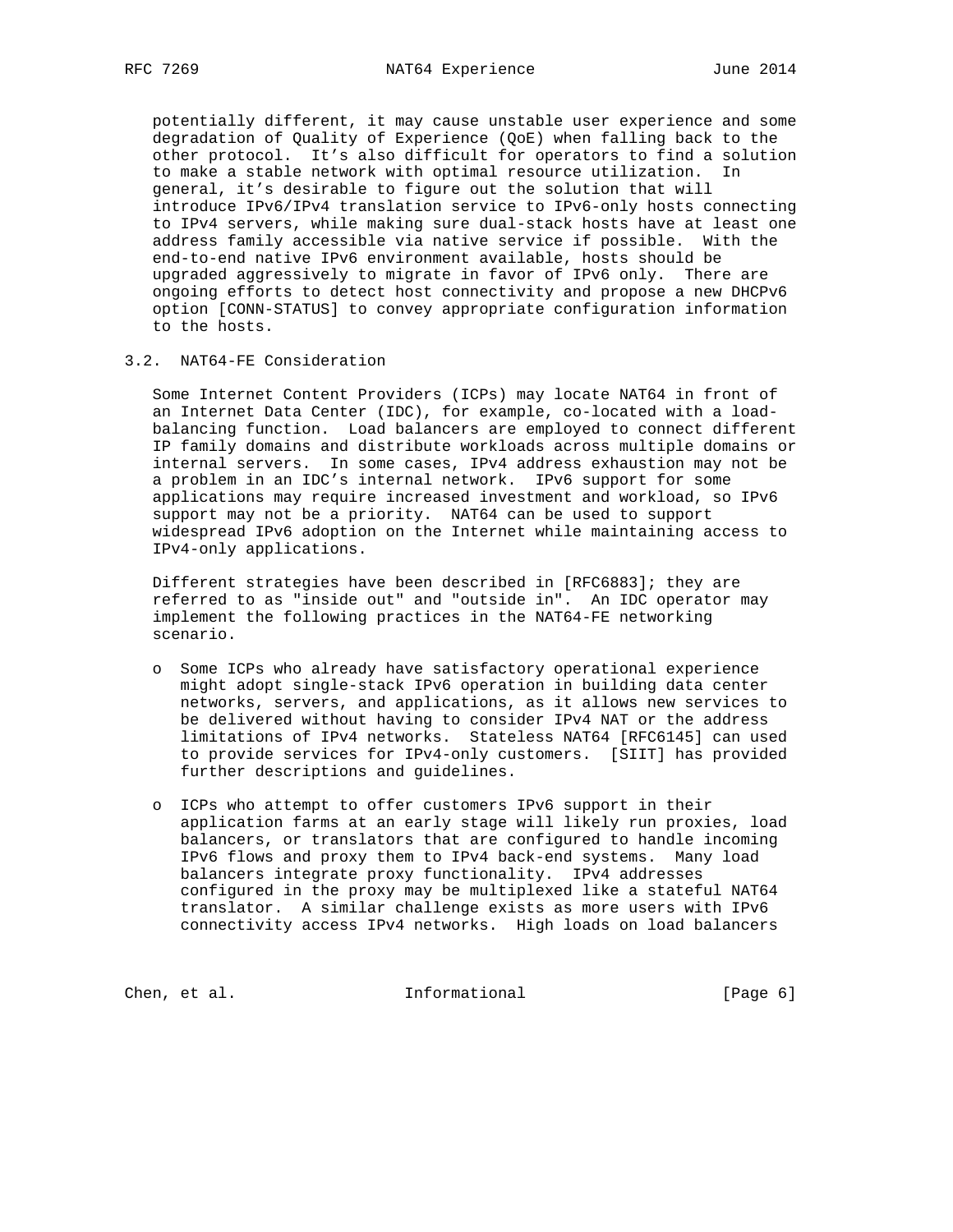potentially different, it may cause unstable user experience and some degradation of Quality of Experience (QoE) when falling back to the other protocol. It's also difficult for operators to find a solution to make a stable network with optimal resource utilization. In general, it's desirable to figure out the solution that will introduce IPv6/IPv4 translation service to IPv6-only hosts connecting to IPv4 servers, while making sure dual-stack hosts have at least one address family accessible via native service if possible. With the end-to-end native IPv6 environment available, hosts should be upgraded aggressively to migrate in favor of IPv6 only. There are ongoing efforts to detect host connectivity and propose a new DHCPv6 option [CONN-STATUS] to convey appropriate configuration information to the hosts.

### 3.2. NAT64-FE Consideration

Some Internet Content Providers (ICPs) may locate NAT64 in front of an Internet Data Center (IDC), for example, co-located with a load-balancing function. Load balancers are employed to connect different IP family domains and distribute workloads across multiple domains or internal servers. In some cases, IPv4 address exhaustion may not be a problem in an IDC's internal network. IPv6 support for some applications may require increased investment and workload, so IPv6 support may not be a priority. NAT64 can be used to support widespread IPv6 adoption on the Internet while maintaining access to IPv4-only applications.

Different strategies have been described in [RFC6883]; they are referred to as "inside out" and "outside in". An IDC operator may implement the following practices in the NAT64-FE networking scenario.

- Some ICPs who already have satisfactory operational experience might adopt single-stack IPv6 operation in building data center networks, servers, and applications, as it allows new services to be delivered without having to consider IPv4 NAT or the address limitations of IPv4 networks. Stateless NAT64 [RFC6145] can used to provide services for IPv4-only customers. [SIIT] has provided further descriptions and guidelines.

- ICPs who attempt to offer customers IPv6 support in their application farms at an early stage will likely run proxies, load balancers, or translators that are configured to handle incoming IPv6 flows and proxy them to IPv4 back-end systems. Many load balancers integrate proxy functionality. IPv4 addresses configured in the proxy may be multiplexed like a stateful NAT64 translator. A similar challenge exists as more users with IPv6 connectivity access IPv4 networks. High loads on load balancers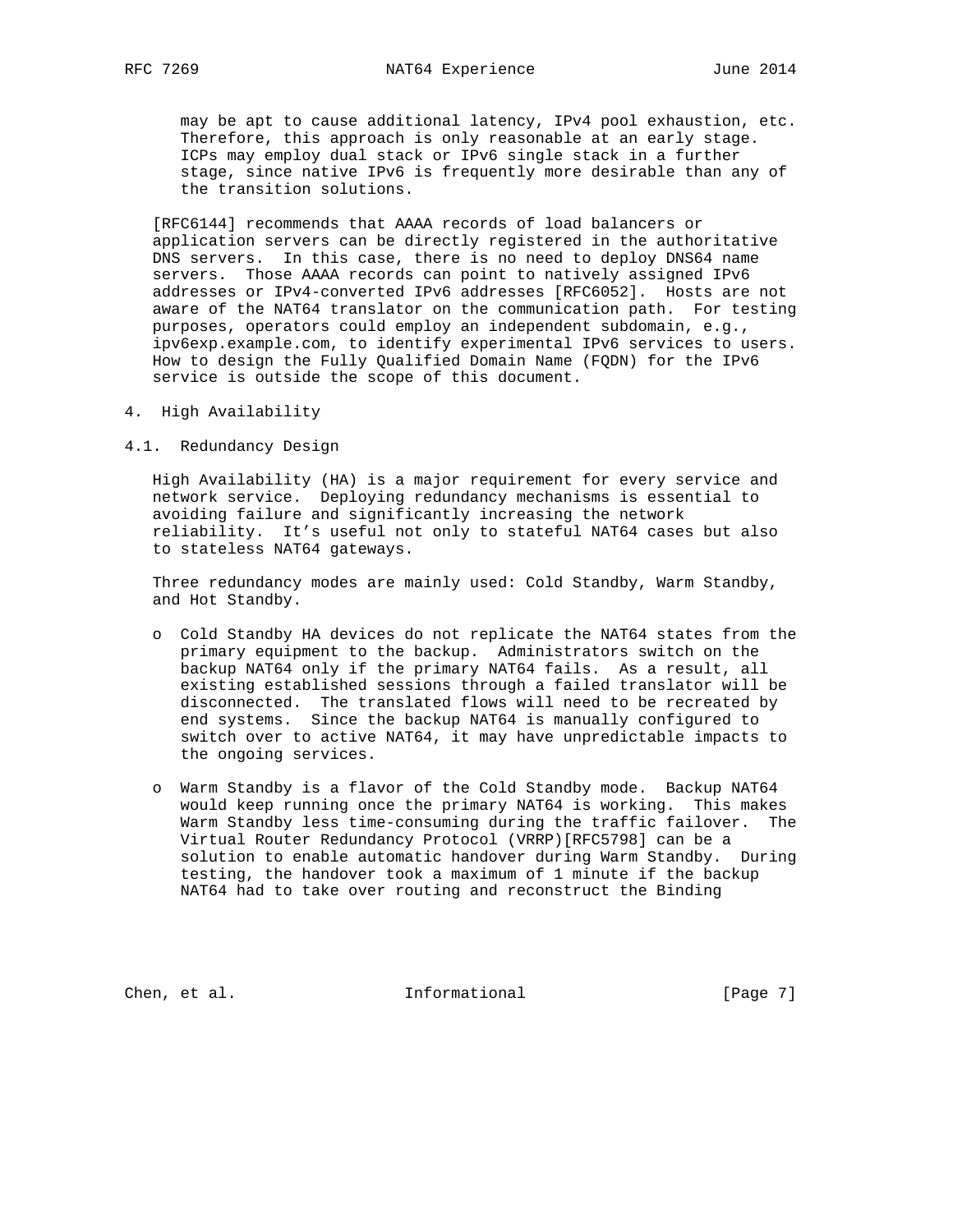may be apt to cause additional latency, IPv4 pool exhaustion, etc. Therefore, this approach is only reasonable at an early stage. ICPs may employ dual stack or IPv6 single stack in a further stage, since native IPv6 is frequently more desirable than any of the transition solutions.

[RFC6144] recommends that AAAA records of load balancers or application servers can be directly registered in the authoritative DNS servers. In this case, there is no need to deploy DNS64 name servers. Those AAAA records can point to natively assigned IPv6 addresses or IPv4-converted IPv6 addresses [RFC6052]. Hosts are not aware of the NAT64 translator on the communication path. For testing purposes, operators could employ an independent subdomain, e.g., ipv6exp.example.com, to identify experimental IPv6 services to users. How to design the Fully Qualified Domain Name (FQDN) for the IPv6 service is outside the scope of this document.

# 4. High Availability

## 4.1. Redundancy Design

High Availability (HA) is a major requirement for every service and network service. Deploying redundancy mechanisms is essential to avoiding failure and significantly increasing the network reliability. It’s useful not only to stateful NAT64 cases but also to stateless NAT64 gateways.

Three redundancy modes are mainly used: Cold Standby, Warm Standby, and Hot Standby.

- Cold Standby HA devices do not replicate the NAT64 states from the primary equipment to the backup. Administrators switch on the backup NAT64 only if the primary NAT64 fails. As a result, all existing established sessions through a failed translator will be disconnected. The translated flows will need to be recreated by end systems. Since the backup NAT64 is manually configured to switch over to active NAT64, it may have unpredictable impacts to the ongoing services.

- Warm Standby is a flavor of the Cold Standby mode. Backup NAT64 would keep running once the primary NAT64 is working. This makes Warm Standby less time-consuming during the traffic failover. The Virtual Router Redundancy Protocol (VRRP)[RFC5798] can be a solution to enable automatic handover during Warm Standby. During testing, the handover took a maximum of 1 minute if the backup NAT64 had to take over routing and reconstruct the Binding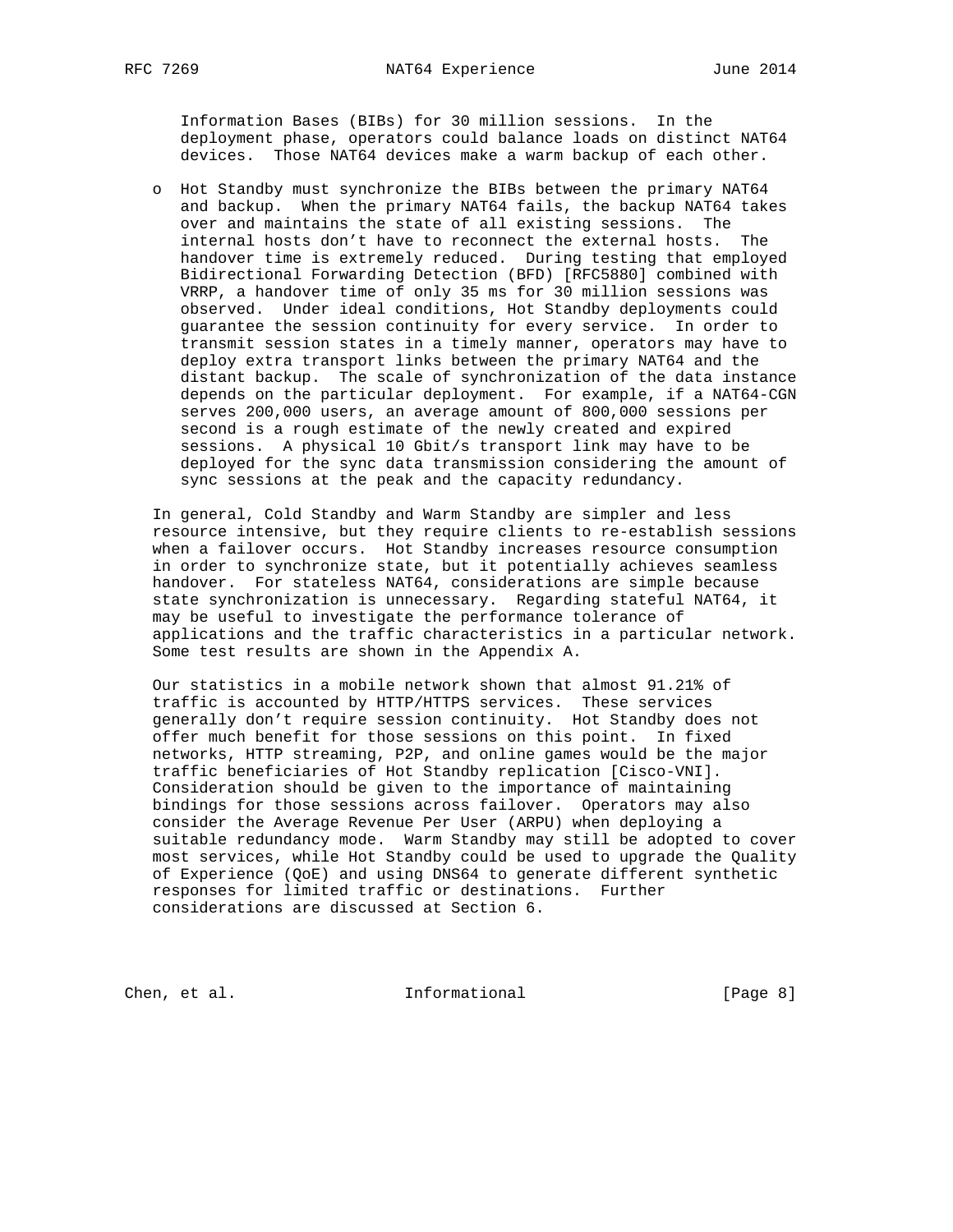Information Bases (BIBs) for 30 million sessions. In the deployment phase, operators could balance loads on distinct NAT64 devices. Those NAT64 devices make a warm backup of each other.

- Hot Standby must synchronize the BIBs between the primary NAT64 and backup. When the primary NAT64 fails, the backup NAT64 takes over and maintains the state of all existing sessions. The internal hosts don't have to reconnect the external hosts. The handover time is extremely reduced. During testing that employed Bidirectional Forwarding Detection (BFD) [RFC5880] combined with VRRP, a handover time of only 35 ms for 30 million sessions was observed. Under ideal conditions, Hot Standby deployments could guarantee the session continuity for every service. In order to transmit session states in a timely manner, operators may have to deploy extra transport links between the primary NAT64 and the distant backup. The scale of synchronization of the data instance depends on the particular deployment. For example, if a NAT64-CGN serves 200,000 users, an average amount of 800,000 sessions per second is a rough estimate of the newly created and expired sessions. A physical 10 Gbit/s transport link may have to be deployed for the sync data transmission considering the amount of sync sessions at the peak and the capacity redundancy.

In general, Cold Standby and Warm Standby are simpler and less resource intensive, but they require clients to re-establish sessions when a failover occurs. Hot Standby increases resource consumption in order to synchronize state, but it potentially achieves seamless handover. For stateless NAT64, considerations are simple because state synchronization is unnecessary. Regarding stateful NAT64, it may be useful to investigate the performance tolerance of applications and the traffic characteristics in a particular network. Some test results are shown in the Appendix A.

Our statistics in a mobile network shown that almost 91.21% of traffic is accounted by HTTP/HTTPS services. These services generally don't require session continuity. Hot Standby does not offer much benefit for those sessions on this point. In fixed networks, HTTP streaming, P2P, and online games would be the major traffic beneficiaries of Hot Standby replication [Cisco-VNI]. Consideration should be given to the importance of maintaining bindings for those sessions across failover. Operators may also consider the Average Revenue Per User (ARPU) when deploying a suitable redundancy mode. Warm Standby may still be adopted to cover most services, while Hot Standby could be used to upgrade the Quality of Experience (QoE) and using DNS64 to generate different synthetic responses for limited traffic or destinations. Further considerations are discussed at Section 6.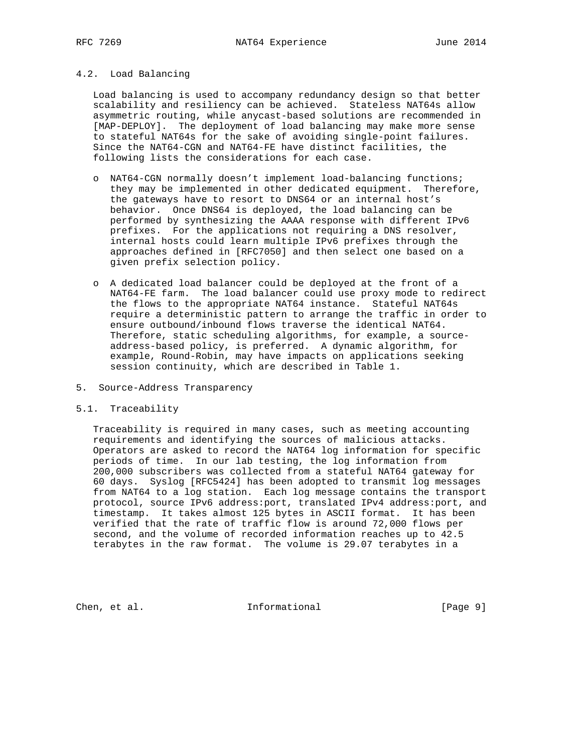### 4.2. Load Balancing

Load balancing is used to accompany redundancy design so that better scalability and resiliency can be achieved. Stateless NAT64s allow asymmetric routing, while anycast-based solutions are recommended in [MAP-DEPLOY]. The deployment of load balancing may make more sense to stateful NAT64s for the sake of avoiding single-point failures. Since the NAT64-CGN and NAT64-FE have distinct facilities, the following lists the considerations for each case.

- NAT64-CGN normally doesn't implement load-balancing functions; they may be implemented in other dedicated equipment. Therefore, the gateways have to resort to DNS64 or an internal host's behavior. Once DNS64 is deployed, the load balancing can be performed by synthesizing the AAAA response with different IPv6 prefixes. For the applications not requiring a DNS resolver, internal hosts could learn multiple IPv6 prefixes through the approaches defined in [RFC7050] and then select one based on a given prefix selection policy.

- A dedicated load balancer could be deployed at the front of a NAT64-FE farm. The load balancer could use proxy mode to redirect the flows to the appropriate NAT64 instance. Stateful NAT64s require a deterministic pattern to arrange the traffic in order to ensure outbound/inbound flows traverse the identical NAT64. Therefore, static scheduling algorithms, for example, a source-address-based policy, is preferred. A dynamic algorithm, for example, Round-Robin, may have impacts on applications seeking session continuity, which are described in Table 1.

## 5. Source-Address Transparency

### 5.1. Traceability

Traceability is required in many cases, such as meeting accounting requirements and identifying the sources of malicious attacks. Operators are asked to record the NAT64 log information for specific periods of time. In our lab testing, the log information from 200,000 subscribers was collected from a stateful NAT64 gateway for 60 days. Syslog [RFC5424] has been adopted to transmit log messages from NAT64 to a log station. Each log message contains the transport protocol, source IPv6 address:port, translated IPv4 address:port, and timestamp. It takes almost 125 bytes in ASCII format. It has been verified that the rate of traffic flow is around 72,000 flows per second, and the volume of recorded information reaches up to 42.5 terabytes in the raw format. The volume is 29.07 terabytes in a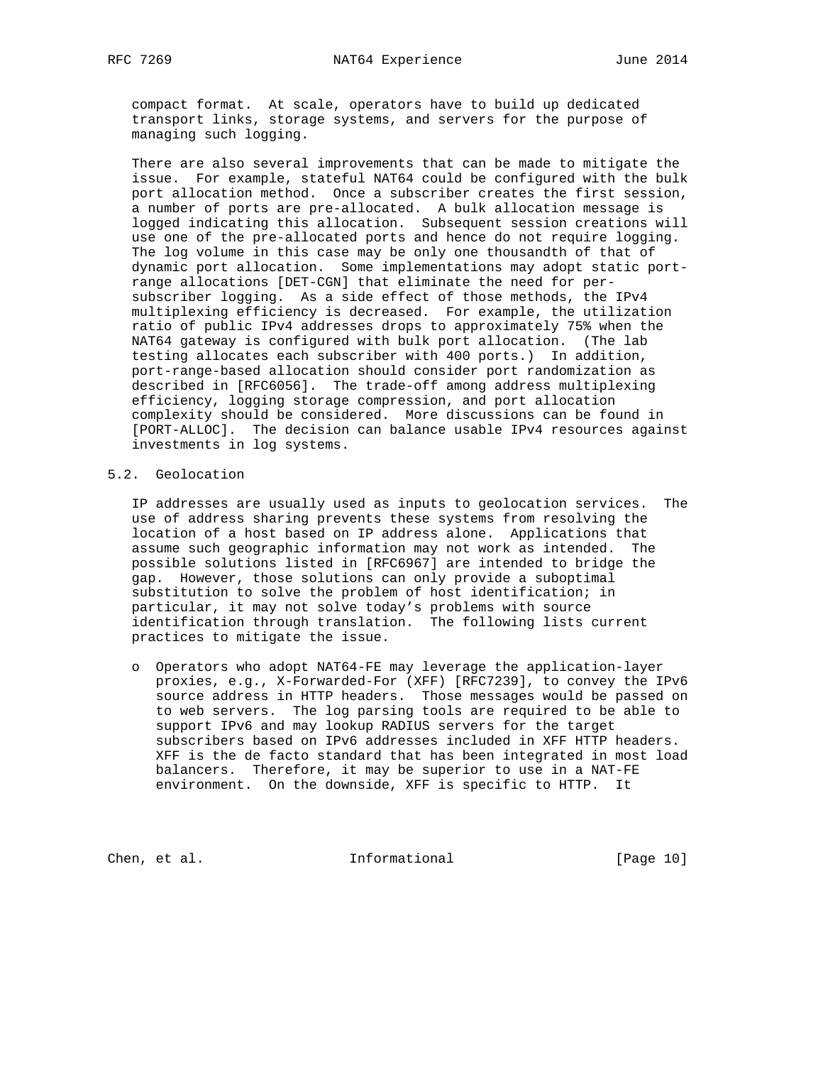compact format. At scale, operators have to build up dedicated transport links, storage systems, and servers for the purpose of managing such logging.

There are also several improvements that can be made to mitigate the issue. For example, stateful NAT64 could be configured with the bulk port allocation method. Once a subscriber creates the first session, a number of ports are pre-allocated. A bulk allocation message is logged indicating this allocation. Subsequent session creations will use one of the pre-allocated ports and hence do not require logging. The log volume in this case may be only one thousandth of that of dynamic port allocation. Some implementations may adopt static port-range allocations [DET-CGN] that eliminate the need for per-subscriber logging. As a side effect of those methods, the IPv4 multiplexing efficiency is decreased. For example, the utilization ratio of public IPv4 addresses drops to approximately 75% when the NAT64 gateway is configured with bulk port allocation. (The lab testing allocates each subscriber with 400 ports.) In addition, port-range-based allocation should consider port randomization as described in [RFC6056]. The trade-off among address multiplexing efficiency, logging storage compression, and port allocation complexity should be considered. More discussions can be found in [PORT-ALLOC]. The decision can balance usable IPv4 resources against investments in log systems.

## 5.2. Geolocation

IP addresses are usually used as inputs to geolocation services. The use of address sharing prevents these systems from resolving the location of a host based on IP address alone. Applications that assume such geographic information may not work as intended. The possible solutions listed in [RFC6967] are intended to bridge the gap. However, those solutions can only provide a suboptimal substitution to solve the problem of host identification; in particular, it may not solve today's problems with source identification through translation. The following lists current practices to mitigate the issue.

- Operators who adopt NAT64-FE may leverage the application-layer proxies, e.g., X-Forwarded-For (XFF) [RFC7239], to convey the IPv6 source address in HTTP headers. Those messages would be passed on to web servers. The log parsing tools are required to be able to support IPv6 and may lookup RADIUS servers for the target subscribers based on IPv6 addresses included in XFF HTTP headers. XFF is the de facto standard that has been integrated in most load balancers. Therefore, it may be superior to use in a NAT-FE environment. On the downside, XFF is specific to HTTP. It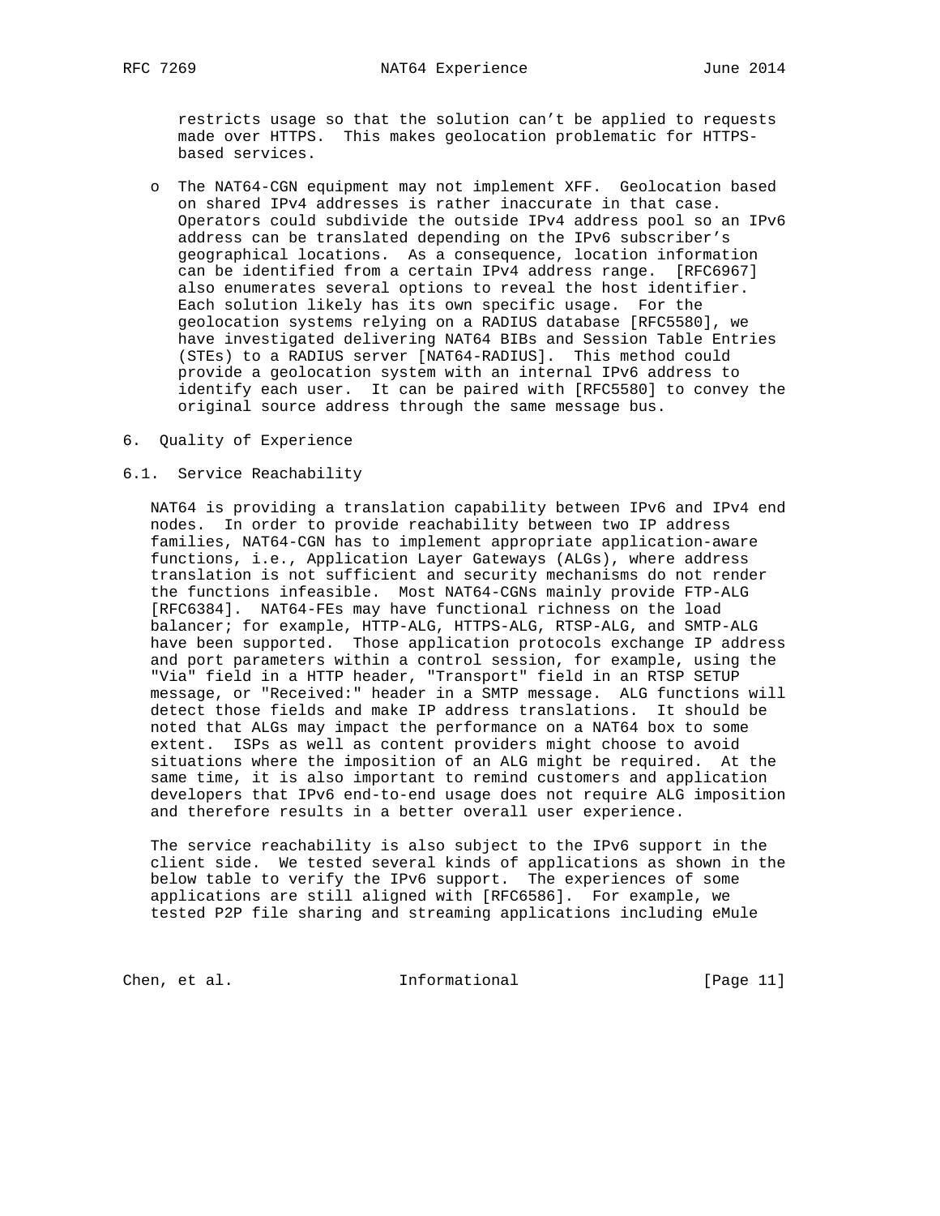restricts usage so that the solution can't be applied to requests made over HTTPS. This makes geolocation problematic for HTTPS-based services.

- The NAT64-CGN equipment may not implement XFF. Geolocation based on shared IPv4 addresses is rather inaccurate in that case. Operators could subdivide the outside IPv4 address pool so an IPv6 address can be translated depending on the IPv6 subscriber's geographical locations. As a consequence, location information can be identified from a certain IPv4 address range. [RFC6967] also enumerates several options to reveal the host identifier. Each solution likely has its own specific usage. For the geolocation systems relying on a RADIUS database [RFC5580], we have investigated delivering NAT64 BIBs and Session Table Entries (STEs) to a RADIUS server [NAT64-RADIUS]. This method could provide a geolocation system with an internal IPv6 address to identify each user. It can be paired with [RFC5580] to convey the original source address through the same message bus.

## 6. Quality of Experience

### 6.1. Service Reachability

NAT64 is providing a translation capability between IPv6 and IPv4 end nodes. In order to provide reachability between two IP address families, NAT64-CGN has to implement appropriate application-aware functions, i.e., Application Layer Gateways (ALGs), where address translation is not sufficient and security mechanisms do not render the functions infeasible. Most NAT64-CGNs mainly provide FTP-ALG [RFC6384]. NAT64-FEs may have functional richness on the load balancer; for example, HTTP-ALG, HTTPS-ALG, RTSP-ALG, and SMTP-ALG have been supported. Those application protocols exchange IP address and port parameters within a control session, for example, using the "Via" field in a HTTP header, "Transport" field in an RTSP SETUP message, or "Received:" header in a SMTP message. ALG functions will detect those fields and make IP address translations. It should be noted that ALGs may impact the performance on a NAT64 box to some extent. ISPs as well as content providers might choose to avoid situations where the imposition of an ALG might be required. At the same time, it is also important to remind customers and application developers that IPv6 end-to-end usage does not require ALG imposition and therefore results in a better overall user experience.

The service reachability is also subject to the IPv6 support in the client side. We tested several kinds of applications as shown in the below table to verify the IPv6 support. The experiences of some applications are still aligned with [RFC6586]. For example, we tested P2P file sharing and streaming applications including eMule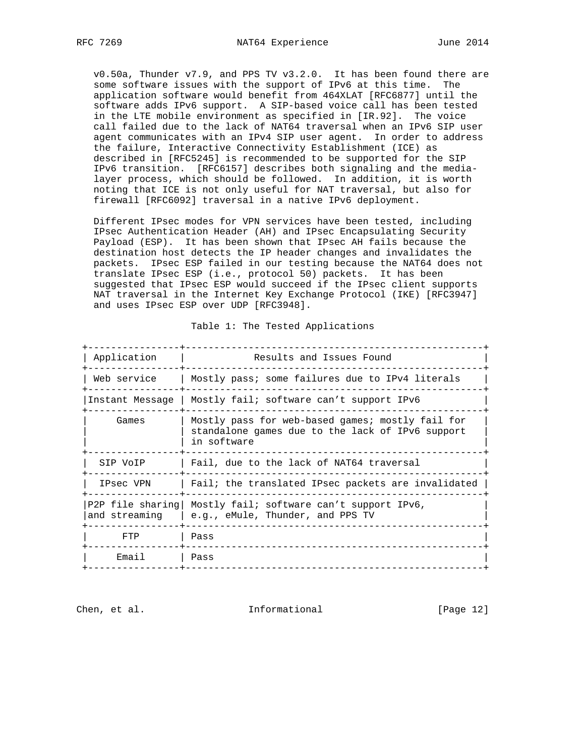v0.50a, Thunder v7.9, and PPS TV v3.2.0. It has been found there are some software issues with the support of IPv6 at this time. The application software would benefit from 464XLAT [RFC6877] until the software adds IPv6 support. A SIP-based voice call has been tested in the LTE mobile environment as specified in [IR.92]. The voice call failed due to the lack of NAT64 traversal when an IPv6 SIP user agent communicates with an IPv4 SIP user agent. In order to address the failure, Interactive Connectivity Establishment (ICE) as described in [RFC5245] is recommended to be supported for the SIP IPv6 transition. [RFC6157] describes both signaling and the media-layer process, which should be followed. In addition, it is worth noting that ICE is not only useful for NAT traversal, but also for firewall [RFC6092] traversal in a native IPv6 deployment.

Different IPsec modes for VPN services have been tested, including IPsec Authentication Header (AH) and IPsec Encapsulating Security Payload (ESP). It has been shown that IPsec AH fails because the destination host detects the IP header changes and invalidates the packets. IPsec ESP failed in our testing because the NAT64 does not translate IPsec ESP (i.e., protocol 50) packets. It has been suggested that IPsec ESP would succeed if the IPsec client supports NAT traversal in the Internet Key Exchange Protocol (IKE) [RFC3947] and uses IPsec ESP over UDP [RFC3948].

Table 1: The Tested Applications

| Application | Results and Issues Found |
|---|---|
| Web service | Mostly pass; some failures due to IPv4 literals |
| Instant Message | Mostly fail; software can't support IPv6 |
| Games | Mostly pass for web-based games; mostly fail for standalone games due to the lack of IPv6 support in software |
| SIP VoIP | Fail, due to the lack of NAT64 traversal |
| IPsec VPN | Fail; the translated IPsec packets are invalidated |
| P2P file sharing and streaming | Mostly fail; software can't support IPv6, e.g., eMule, Thunder, and PPS TV |
| FTP | Pass |
| Email | Pass |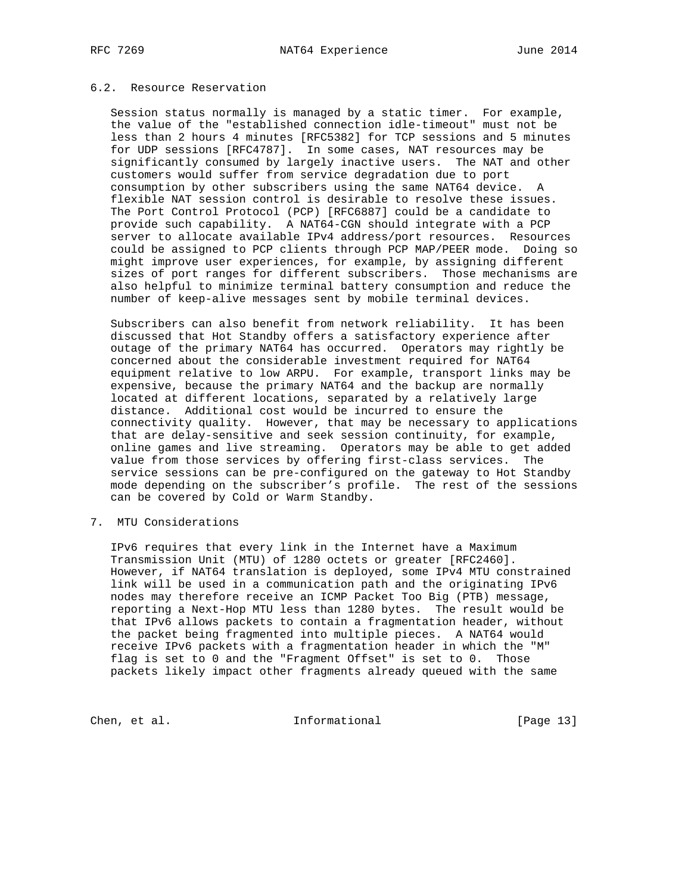### 6.2. Resource Reservation

Session status normally is managed by a static timer. For example, the value of the "established connection idle-timeout" must not be less than 2 hours 4 minutes [RFC5382] for TCP sessions and 5 minutes for UDP sessions [RFC4787]. In some cases, NAT resources may be significantly consumed by largely inactive users. The NAT and other customers would suffer from service degradation due to port consumption by other subscribers using the same NAT64 device. A flexible NAT session control is desirable to resolve these issues. The Port Control Protocol (PCP) [RFC6887] could be a candidate to provide such capability. A NAT64-CGN should integrate with a PCP server to allocate available IPv4 address/port resources. Resources could be assigned to PCP clients through PCP MAP/PEER mode. Doing so might improve user experiences, for example, by assigning different sizes of port ranges for different subscribers. Those mechanisms are also helpful to minimize terminal battery consumption and reduce the number of keep-alive messages sent by mobile terminal devices.

Subscribers can also benefit from network reliability. It has been discussed that Hot Standby offers a satisfactory experience after outage of the primary NAT64 has occurred. Operators may rightly be concerned about the considerable investment required for NAT64 equipment relative to low ARPU. For example, transport links may be expensive, because the primary NAT64 and the backup are normally located at different locations, separated by a relatively large distance. Additional cost would be incurred to ensure the connectivity quality. However, that may be necessary to applications that are delay-sensitive and seek session continuity, for example, online games and live streaming. Operators may be able to get added value from those services by offering first-class services. The service sessions can be pre-configured on the gateway to Hot Standby mode depending on the subscriber's profile. The rest of the sessions can be covered by Cold or Warm Standby.

## 7. MTU Considerations

IPv6 requires that every link in the Internet have a Maximum Transmission Unit (MTU) of 1280 octets or greater [RFC2460]. However, if NAT64 translation is deployed, some IPv4 MTU constrained link will be used in a communication path and the originating IPv6 nodes may therefore receive an ICMP Packet Too Big (PTB) message, reporting a Next-Hop MTU less than 1280 bytes. The result would be that IPv6 allows packets to contain a fragmentation header, without the packet being fragmented into multiple pieces. A NAT64 would receive IPv6 packets with a fragmentation header in which the "M" flag is set to 0 and the "Fragment Offset" is set to 0. Those packets likely impact other fragments already queued with the same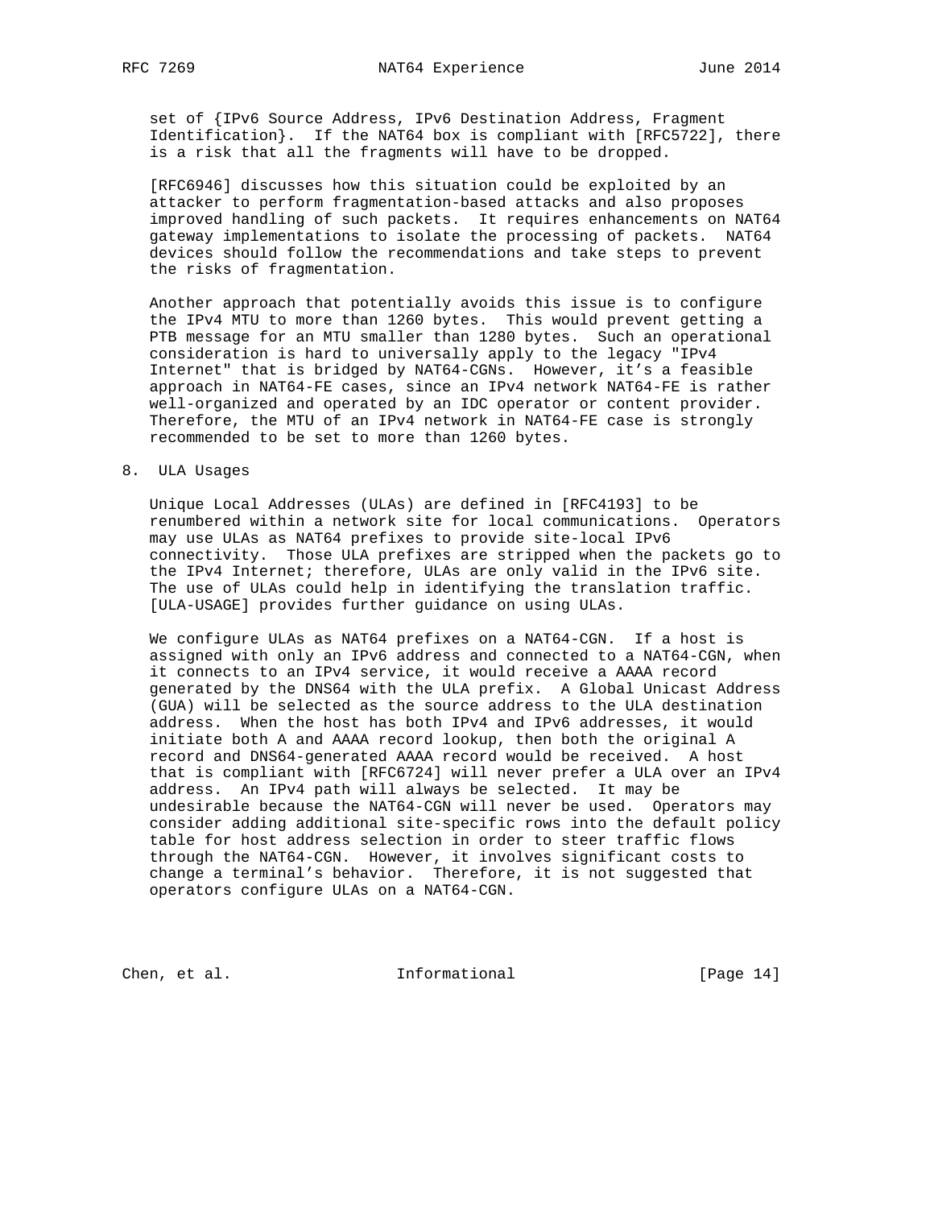set of {IPv6 Source Address, IPv6 Destination Address, Fragment Identification}. If the NAT64 box is compliant with [RFC5722], there is a risk that all the fragments will have to be dropped.

[RFC6946] discusses how this situation could be exploited by an attacker to perform fragmentation-based attacks and also proposes improved handling of such packets. It requires enhancements on NAT64 gateway implementations to isolate the processing of packets. NAT64 devices should follow the recommendations and take steps to prevent the risks of fragmentation.

Another approach that potentially avoids this issue is to configure the IPv4 MTU to more than 1260 bytes. This would prevent getting a PTB message for an MTU smaller than 1280 bytes. Such an operational consideration is hard to universally apply to the legacy "IPv4 Internet" that is bridged by NAT64-CGNs. However, it's a feasible approach in NAT64-FE cases, since an IPv4 network NAT64-FE is rather well-organized and operated by an IDC operator or content provider. Therefore, the MTU of an IPv4 network in NAT64-FE case is strongly recommended to be set to more than 1260 bytes.

## 8. ULA Usages

Unique Local Addresses (ULAs) are defined in [RFC4193] to be renumbered within a network site for local communications. Operators may use ULAs as NAT64 prefixes to provide site-local IPv6 connectivity. Those ULA prefixes are stripped when the packets go to the IPv4 Internet; therefore, ULAs are only valid in the IPv6 site. The use of ULAs could help in identifying the translation traffic. [ULA-USAGE] provides further guidance on using ULAs.

We configure ULAs as NAT64 prefixes on a NAT64-CGN. If a host is assigned with only an IPv6 address and connected to a NAT64-CGN, when it connects to an IPv4 service, it would receive a AAAA record generated by the DNS64 with the ULA prefix. A Global Unicast Address (GUA) will be selected as the source address to the ULA destination address. When the host has both IPv4 and IPv6 addresses, it would initiate both A and AAAA record lookup, then both the original A record and DNS64-generated AAAA record would be received. A host that is compliant with [RFC6724] will never prefer a ULA over an IPv4 address. An IPv4 path will always be selected. It may be undesirable because the NAT64-CGN will never be used. Operators may consider adding additional site-specific rows into the default policy table for host address selection in order to steer traffic flows through the NAT64-CGN. However, it involves significant costs to change a terminal's behavior. Therefore, it is not suggested that operators configure ULAs on a NAT64-CGN.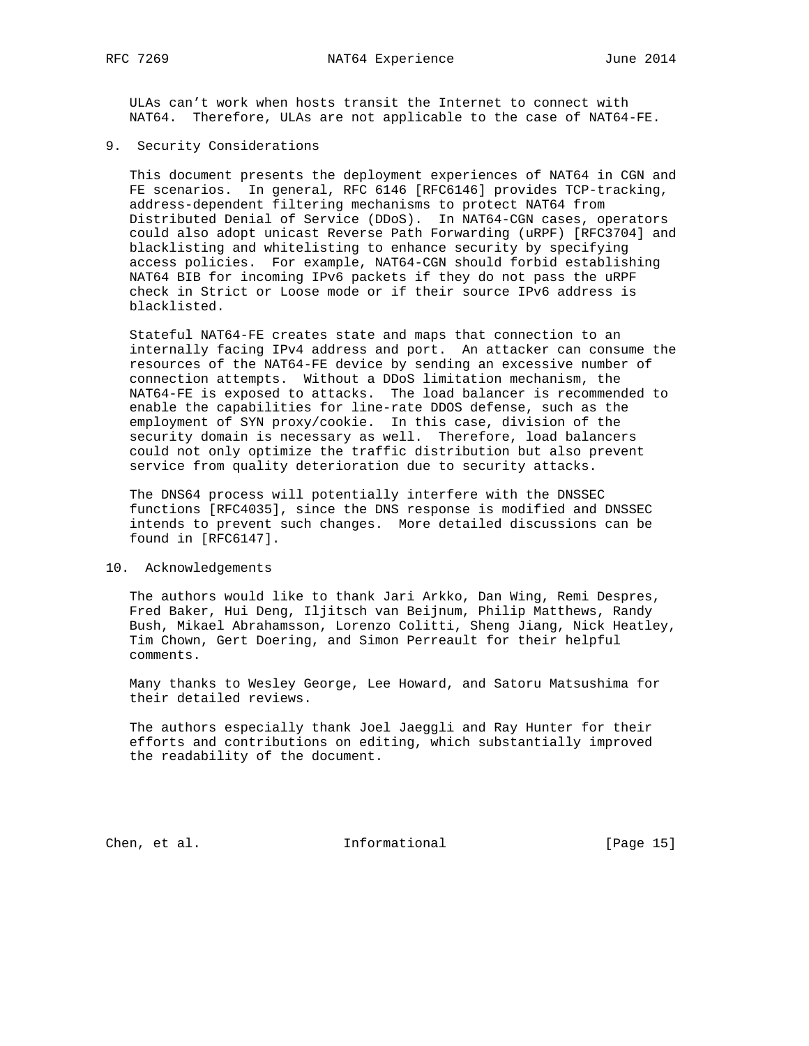ULAs can't work when hosts transit the Internet to connect with NAT64. Therefore, ULAs are not applicable to the case of NAT64-FE.

## 9. Security Considerations

This document presents the deployment experiences of NAT64 in CGN and FE scenarios. In general, RFC 6146 [RFC6146] provides TCP-tracking, address-dependent filtering mechanisms to protect NAT64 from Distributed Denial of Service (DDoS). In NAT64-CGN cases, operators could also adopt unicast Reverse Path Forwarding (uRPF) [RFC3704] and blacklisting and whitelisting to enhance security by specifying access policies. For example, NAT64-CGN should forbid establishing NAT64 BIB for incoming IPv6 packets if they do not pass the uRPF check in Strict or Loose mode or if their source IPv6 address is blacklisted.

Stateful NAT64-FE creates state and maps that connection to an internally facing IPv4 address and port. An attacker can consume the resources of the NAT64-FE device by sending an excessive number of connection attempts. Without a DDoS limitation mechanism, the NAT64-FE is exposed to attacks. The load balancer is recommended to enable the capabilities for line-rate DDOS defense, such as the employment of SYN proxy/cookie. In this case, division of the security domain is necessary as well. Therefore, load balancers could not only optimize the traffic distribution but also prevent service from quality deterioration due to security attacks.

The DNS64 process will potentially interfere with the DNSSEC functions [RFC4035], since the DNS response is modified and DNSSEC intends to prevent such changes. More detailed discussions can be found in [RFC6147].

## 10. Acknowledgements

The authors would like to thank Jari Arkko, Dan Wing, Remi Despres, Fred Baker, Hui Deng, Iljitsch van Beijnum, Philip Matthews, Randy Bush, Mikael Abrahamsson, Lorenzo Colitti, Sheng Jiang, Nick Heatley, Tim Chown, Gert Doering, and Simon Perreault for their helpful comments.

Many thanks to Wesley George, Lee Howard, and Satoru Matsushima for their detailed reviews.

The authors especially thank Joel Jaeggli and Ray Hunter for their efforts and contributions on editing, which substantially improved the readability of the document.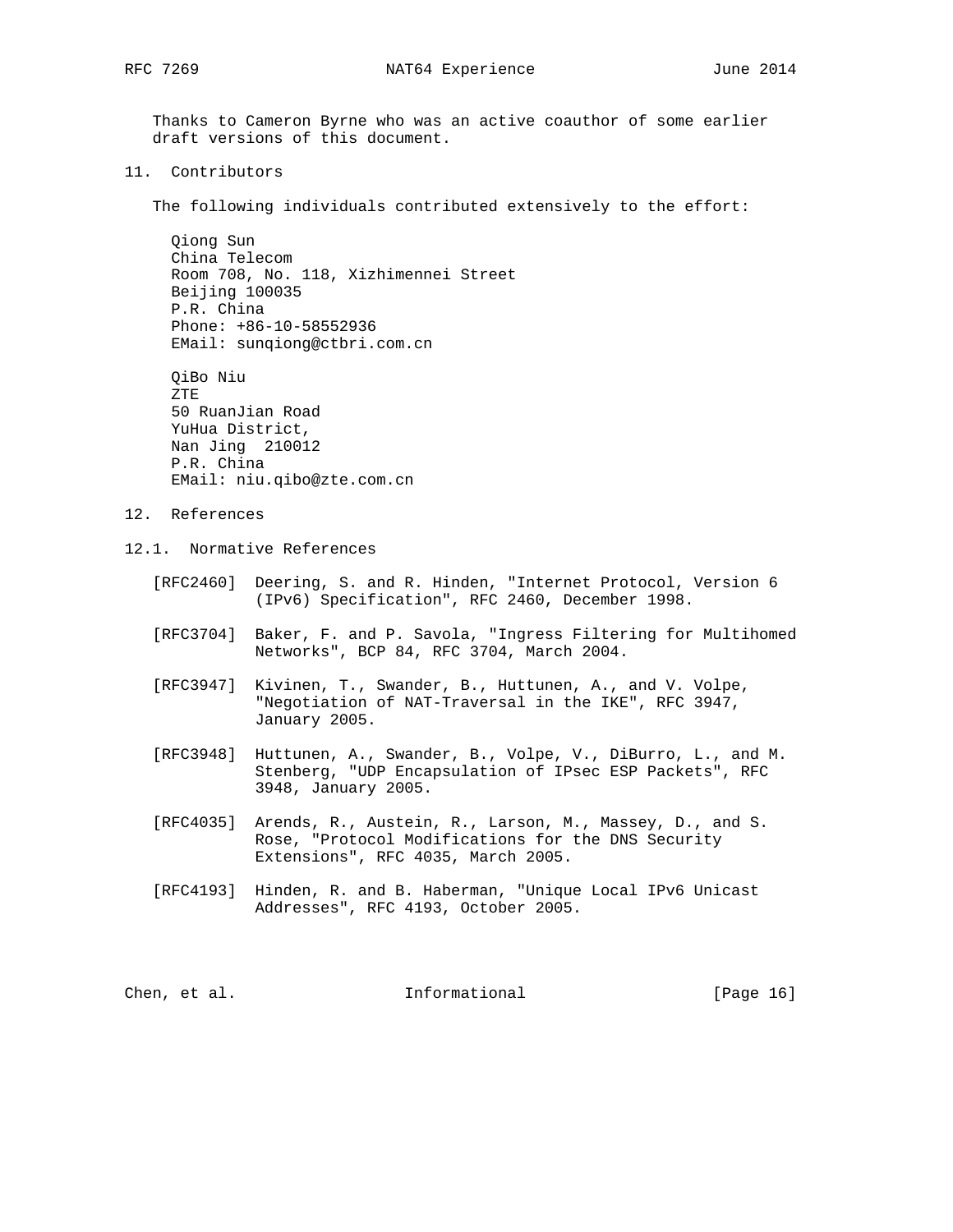Thanks to Cameron Byrne who was an active coauthor of some earlier draft versions of this document.

## 11. Contributors

The following individuals contributed extensively to the effort:

Qiong Sun
China Telecom
Room 708, No. 118, Xizhimennei Street
Beijing 100035
P.R. China
Phone: +86-10-58552936
EMail: sunqiong@ctbri.com.cn

QiBo Niu
ZTE
50 RuanJian Road
YuHua District,
Nan Jing 210012
P.R. China
EMail: niu.qibo@zte.com.cn

## 12. References

### 12.1. Normative References

[RFC2460] Deering, S. and R. Hinden, "Internet Protocol, Version 6 (IPv6) Specification", RFC 2460, December 1998.

[RFC3704] Baker, F. and P. Savola, "Ingress Filtering for Multihomed Networks", BCP 84, RFC 3704, March 2004.

[RFC3947] Kivinen, T., Swander, B., Huttunen, A., and V. Volpe, "Negotiation of NAT-Traversal in the IKE", RFC 3947, January 2005.

[RFC3948] Huttunen, A., Swander, B., Volpe, V., DiBurro, L., and M. Stenberg, "UDP Encapsulation of IPsec ESP Packets", RFC 3948, January 2005.

[RFC4035] Arends, R., Austein, R., Larson, M., Massey, D., and S. Rose, "Protocol Modifications for the DNS Security Extensions", RFC 4035, March 2005.

[RFC4193] Hinden, R. and B. Haberman, "Unique Local IPv6 Unicast Addresses", RFC 4193, October 2005.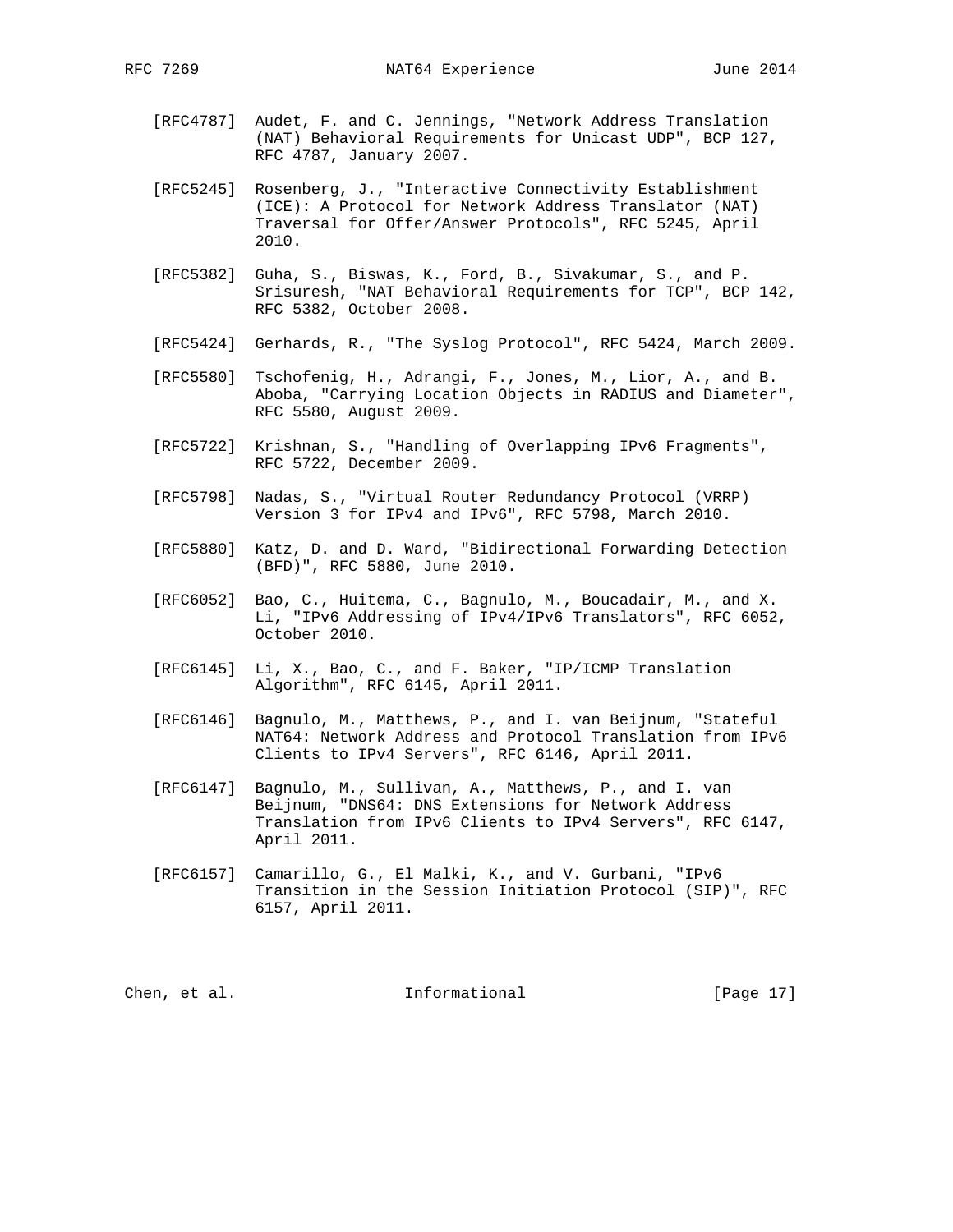[RFC4787] Audet, F. and C. Jennings, "Network Address Translation (NAT) Behavioral Requirements for Unicast UDP", BCP 127, RFC 4787, January 2007.

[RFC5245] Rosenberg, J., "Interactive Connectivity Establishment (ICE): A Protocol for Network Address Translator (NAT) Traversal for Offer/Answer Protocols", RFC 5245, April 2010.

[RFC5382] Guha, S., Biswas, K., Ford, B., Sivakumar, S., and P. Srisuresh, "NAT Behavioral Requirements for TCP", BCP 142, RFC 5382, October 2008.

[RFC5424] Gerhards, R., "The Syslog Protocol", RFC 5424, March 2009.

[RFC5580] Tschofenig, H., Adrangi, F., Jones, M., Lior, A., and B. Aboba, "Carrying Location Objects in RADIUS and Diameter", RFC 5580, August 2009.

[RFC5722] Krishnan, S., "Handling of Overlapping IPv6 Fragments", RFC 5722, December 2009.

[RFC5798] Nadas, S., "Virtual Router Redundancy Protocol (VRRP) Version 3 for IPv4 and IPv6", RFC 5798, March 2010.

[RFC5880] Katz, D. and D. Ward, "Bidirectional Forwarding Detection (BFD)", RFC 5880, June 2010.

[RFC6052] Bao, C., Huitema, C., Bagnulo, M., Boucadair, M., and X. Li, "IPv6 Addressing of IPv4/IPv6 Translators", RFC 6052, October 2010.

[RFC6145] Li, X., Bao, C., and F. Baker, "IP/ICMP Translation Algorithm", RFC 6145, April 2011.

[RFC6146] Bagnulo, M., Matthews, P., and I. van Beijnum, "Stateful NAT64: Network Address and Protocol Translation from IPv6 Clients to IPv4 Servers", RFC 6146, April 2011.

[RFC6147] Bagnulo, M., Sullivan, A., Matthews, P., and I. van Beijnum, "DNS64: DNS Extensions for Network Address Translation from IPv6 Clients to IPv4 Servers", RFC 6147, April 2011.

[RFC6157] Camarillo, G., El Malki, K., and V. Gurbani, "IPv6 Transition in the Session Initiation Protocol (SIP)", RFC 6157, April 2011.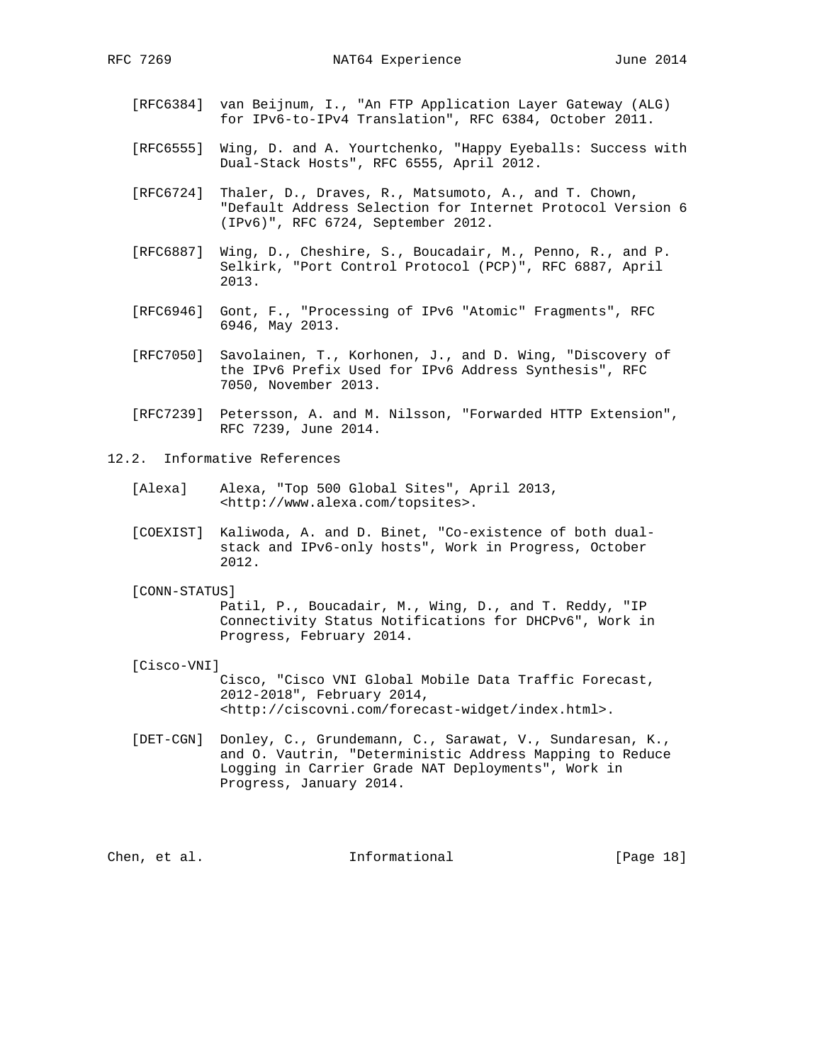[RFC6384] van Beijnum, I., "An FTP Application Layer Gateway (ALG) for IPv6-to-IPv4 Translation", RFC 6384, October 2011.

[RFC6555] Wing, D. and A. Yourtchenko, "Happy Eyeballs: Success with Dual-Stack Hosts", RFC 6555, April 2012.

[RFC6724] Thaler, D., Draves, R., Matsumoto, A., and T. Chown, "Default Address Selection for Internet Protocol Version 6 (IPv6)", RFC 6724, September 2012.

[RFC6887] Wing, D., Cheshire, S., Boucadair, M., Penno, R., and P. Selkirk, "Port Control Protocol (PCP)", RFC 6887, April 2013.

[RFC6946] Gont, F., "Processing of IPv6 "Atomic" Fragments", RFC 6946, May 2013.

[RFC7050] Savolainen, T., Korhonen, J., and D. Wing, "Discovery of the IPv6 Prefix Used for IPv6 Address Synthesis", RFC 7050, November 2013.

[RFC7239] Petersson, A. and M. Nilsson, "Forwarded HTTP Extension", RFC 7239, June 2014.

## 12.2. Informative References

[Alexa] Alexa, "Top 500 Global Sites", April 2013, <http://www.alexa.com/topsites>.

[COEXIST] Kaliwoda, A. and D. Binet, "Co-existence of both dual-stack and IPv6-only hosts", Work in Progress, October 2012.

[CONN-STATUS] Patil, P., Boucadair, M., Wing, D., and T. Reddy, "IP Connectivity Status Notifications for DHCPv6", Work in Progress, February 2014.

[Cisco-VNI] Cisco, "Cisco VNI Global Mobile Data Traffic Forecast, 2012-2018", February 2014, <http://ciscovni.com/forecast-widget/index.html>.

[DET-CGN] Donley, C., Grundemann, C., Sarawat, V., Sundaresan, K., and O. Vautrin, "Deterministic Address Mapping to Reduce Logging in Carrier Grade NAT Deployments", Work in Progress, January 2014.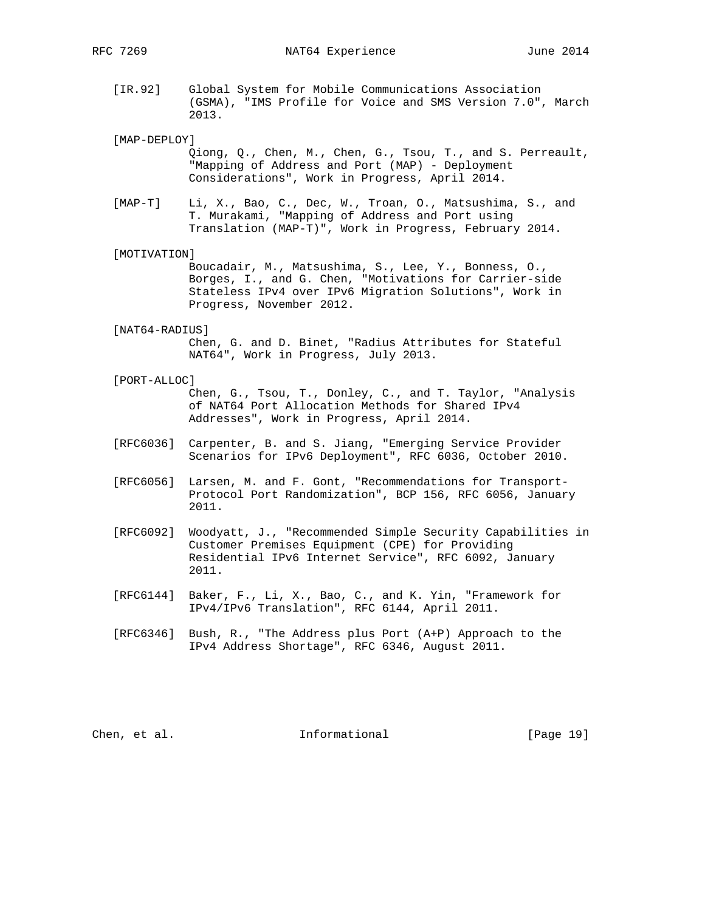[IR.92] Global System for Mobile Communications Association (GSMA), "IMS Profile for Voice and SMS Version 7.0", March 2013.

[MAP-DEPLOY] Qiong, Q., Chen, M., Chen, G., Tsou, T., and S. Perreault, "Mapping of Address and Port (MAP) - Deployment Considerations", Work in Progress, April 2014.

[MAP-T] Li, X., Bao, C., Dec, W., Troan, O., Matsushima, S., and T. Murakami, "Mapping of Address and Port using Translation (MAP-T)", Work in Progress, February 2014.

[MOTIVATION] Boucadair, M., Matsushima, S., Lee, Y., Bonness, O., Borges, I., and G. Chen, "Motivations for Carrier-side Stateless IPv4 over IPv6 Migration Solutions", Work in Progress, November 2012.

[NAT64-RADIUS] Chen, G. and D. Binet, "Radius Attributes for Stateful NAT64", Work in Progress, July 2013.

[PORT-ALLOC] Chen, G., Tsou, T., Donley, C., and T. Taylor, "Analysis of NAT64 Port Allocation Methods for Shared IPv4 Addresses", Work in Progress, April 2014.

[RFC6036] Carpenter, B. and S. Jiang, "Emerging Service Provider Scenarios for IPv6 Deployment", RFC 6036, October 2010.

[RFC6056] Larsen, M. and F. Gont, "Recommendations for Transport-Protocol Port Randomization", BCP 156, RFC 6056, January 2011.

[RFC6092] Woodyatt, J., "Recommended Simple Security Capabilities in Customer Premises Equipment (CPE) for Providing Residential IPv6 Internet Service", RFC 6092, January 2011.

[RFC6144] Baker, F., Li, X., Bao, C., and K. Yin, "Framework for IPv4/IPv6 Translation", RFC 6144, April 2011.

[RFC6346] Bush, R., "The Address plus Port (A+P) Approach to the IPv4 Address Shortage", RFC 6346, August 2011.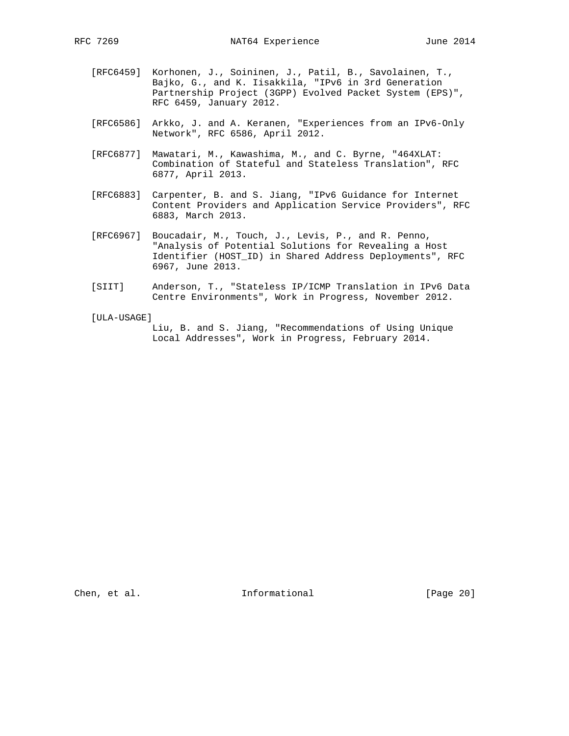[RFC6459] Korhonen, J., Soininen, J., Patil, B., Savolainen, T., Bajko, G., and K. Iisakkila, "IPv6 in 3rd Generation Partnership Project (3GPP) Evolved Packet System (EPS)", RFC 6459, January 2012.

[RFC6586] Arkko, J. and A. Keranen, "Experiences from an IPv6-Only Network", RFC 6586, April 2012.

[RFC6877] Mawatari, M., Kawashima, M., and C. Byrne, "464XLAT: Combination of Stateful and Stateless Translation", RFC 6877, April 2013.

[RFC6883] Carpenter, B. and S. Jiang, "IPv6 Guidance for Internet Content Providers and Application Service Providers", RFC 6883, March 2013.

[RFC6967] Boucadair, M., Touch, J., Levis, P., and R. Penno, "Analysis of Potential Solutions for Revealing a Host Identifier (HOST_ID) in Shared Address Deployments", RFC 6967, June 2013.

[SIIT] Anderson, T., "Stateless IP/ICMP Translation in IPv6 Data Centre Environments", Work in Progress, November 2012.

[ULA-USAGE] Liu, B. and S. Jiang, "Recommendations of Using Unique Local Addresses", Work in Progress, February 2014.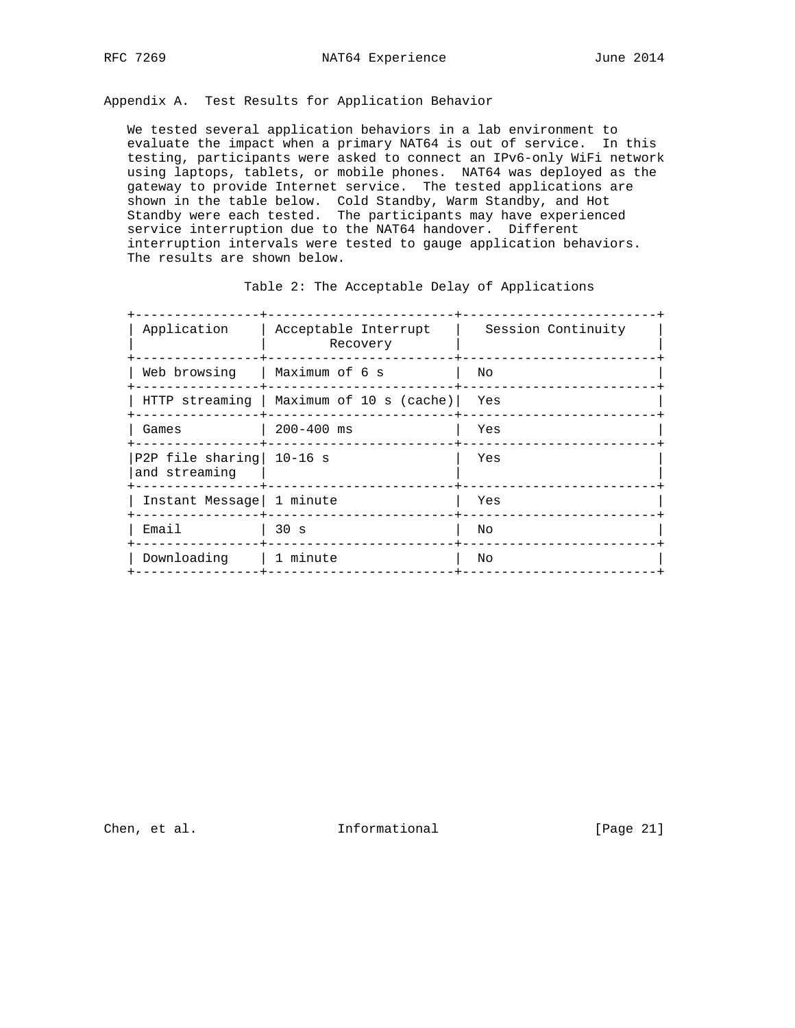## Appendix A. Test Results for Application Behavior

We tested several application behaviors in a lab environment to evaluate the impact when a primary NAT64 is out of service. In this testing, participants were asked to connect an IPv6-only WiFi network using laptops, tablets, or mobile phones. NAT64 was deployed as the gateway to provide Internet service. The tested applications are shown in the table below. Cold Standby, Warm Standby, and Hot Standby were each tested. The participants may have experienced service interruption due to the NAT64 handover. Different interruption intervals were tested to gauge application behaviors. The results are shown below.

Table 2: The Acceptable Delay of Applications

| Application | Acceptable Interrupt Recovery | Session Continuity |
|---|---|---|
| Web browsing | Maximum of 6 s | No |
| HTTP streaming | Maximum of 10 s (cache) | Yes |
| Games | 200-400 ms | Yes |
| P2P file sharing and streaming | 10-16 s | Yes |
| Instant Message | 1 minute | Yes |
| Email | 30 s | No |
| Downloading | 1 minute | No |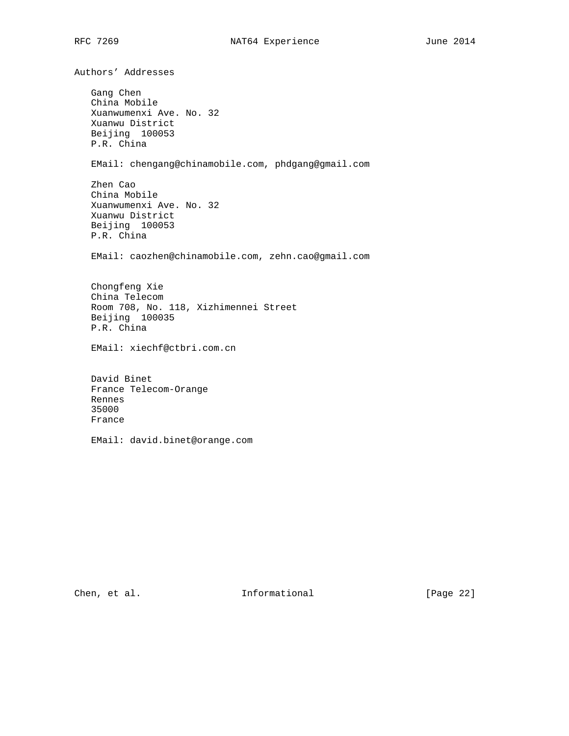## Authors' Addresses

Gang Chen
China Mobile
Xuanwumenxi Ave. No. 32
Xuanwu District
Beijing  100053
P.R. China

EMail: chengang@chinamobile.com, phdgang@gmail.com

Zhen Cao
China Mobile
Xuanwumenxi Ave. No. 32
Xuanwu District
Beijing  100053
P.R. China

EMail: caozhen@chinamobile.com, zehn.cao@gmail.com

Chongfeng Xie
China Telecom
Room 708, No. 118, Xizhimennei Street
Beijing  100035
P.R. China

EMail: xiechf@ctbri.com.cn

David Binet
France Telecom-Orange
Rennes
35000
France

EMail: david.binet@orange.com